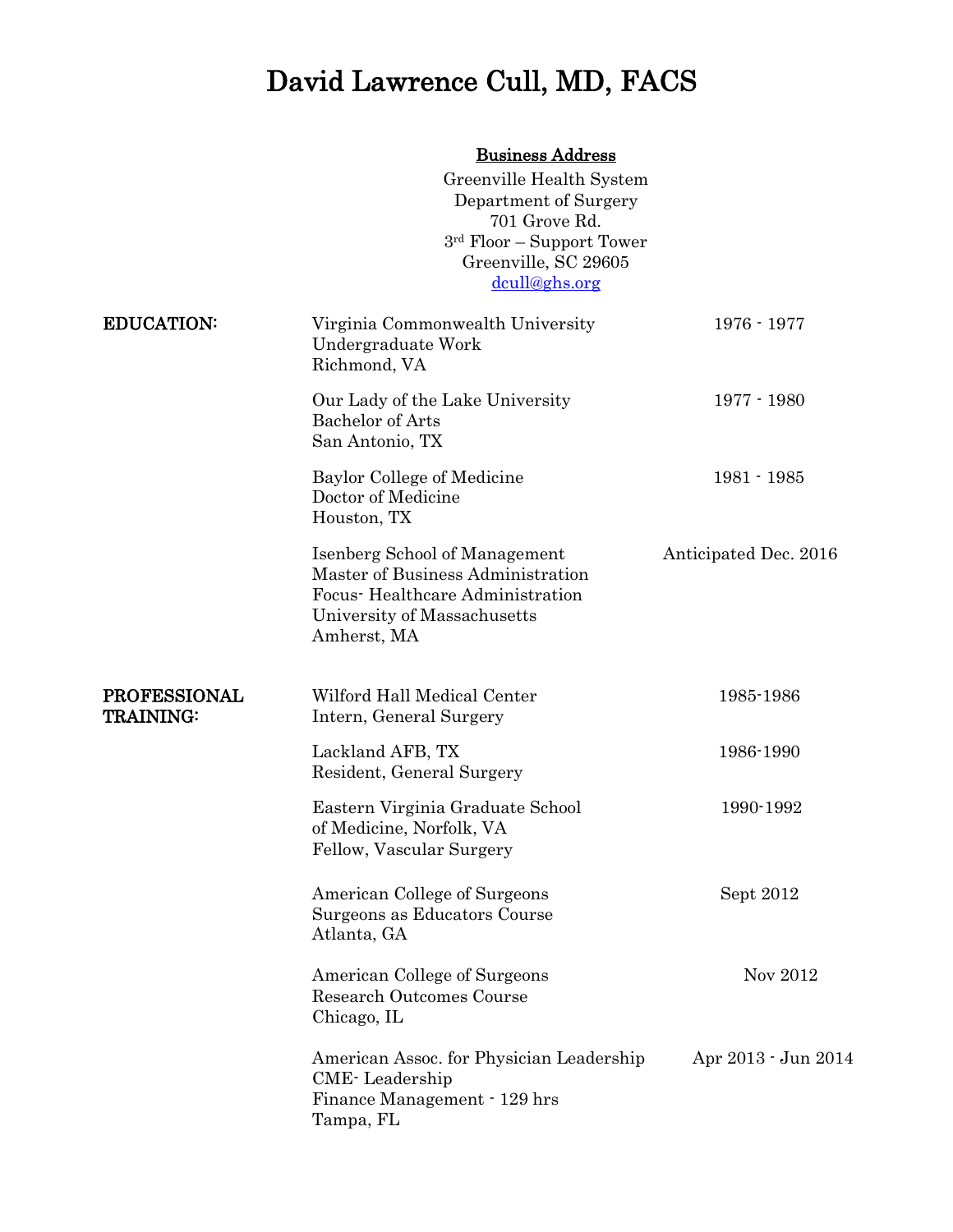# David Lawrence Cull, MD, FACS

**Business Address**

Greenville Health System
Department of Surgery
701 Grove Rd.
3rd Floor – Support Tower
Greenville, SC 29605
dcull@ghs.org

## EDUCATION:

| | |
|---|---|
| Virginia Commonwealth University<br>Undergraduate Work<br>Richmond, VA | 1976 - 1977 |
| Our Lady of the Lake University<br>Bachelor of Arts<br>San Antonio, TX | 1977 - 1980 |
| Baylor College of Medicine<br>Doctor of Medicine<br>Houston, TX | 1981 - 1985 |
| Isenberg School of Management<br>Master of Business Administration<br>Focus- Healthcare Administration<br>University of Massachusetts<br>Amherst, MA | Anticipated Dec. 2016 |

## PROFESSIONAL TRAINING:

| | |
|---|---|
| Wilford Hall Medical Center<br>Intern, General Surgery | 1985-1986 |
| Lackland AFB, TX<br>Resident, General Surgery | 1986-1990 |
| Eastern Virginia Graduate School of Medicine, Norfolk, VA<br>Fellow, Vascular Surgery | 1990-1992 |
| American College of Surgeons<br>Surgeons as Educators Course<br>Atlanta, GA | Sept 2012 |
| American College of Surgeons<br>Research Outcomes Course<br>Chicago, IL | Nov 2012 |
| American Assoc. for Physician Leadership<br>CME- Leadership<br>Finance Management - 129 hrs<br>Tampa, FL | Apr 2013 - Jun 2014 |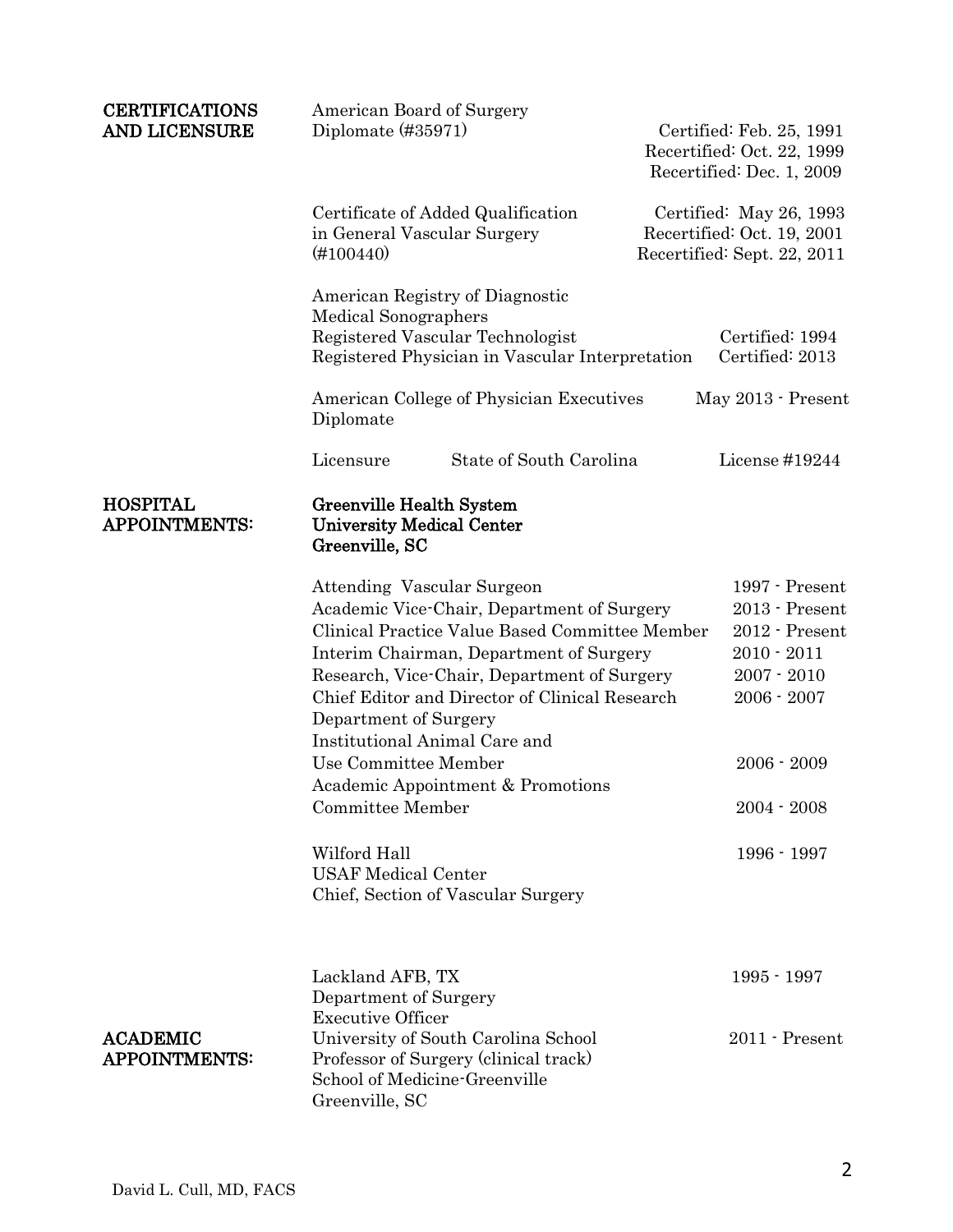## CERTIFICATIONS AND LICENSURE

American Board of Surgery
Diplomate (#35971)
Certified: Feb. 25, 1991
Recertified: Oct. 22, 1999
Recertified: Dec. 1, 2009

Certificate of Added Qualification in General Vascular Surgery (#100440)
Certified: May 26, 1993
Recertified: Oct. 19, 2001
Recertified: Sept. 22, 2011

American Registry of Diagnostic Medical Sonographers

| | |
|---|---|
| Registered Vascular Technologist | Certified: 1994 |
| Registered Physician in Vascular Interpretation | Certified: 2013 |

| | |
|---|---|
| American College of Physician Executives Diplomate | May 2013 - Present |

| | | |
|---|---|---|
| Licensure | State of South Carolina | License #19244 |

## HOSPITAL APPOINTMENTS:

**Greenville Health System**
**University Medical Center**
**Greenville, SC**

| | |
|---|---|
| Attending Vascular Surgeon | 1997 - Present |
| Academic Vice-Chair, Department of Surgery | 2013 - Present |
| Clinical Practice Value Based Committee Member | 2012 - Present |
| Interim Chairman, Department of Surgery | 2010 - 2011 |
| Research, Vice-Chair, Department of Surgery | 2007 - 2010 |
| Chief Editor and Director of Clinical Research Department of Surgery | 2006 - 2007 |
| Institutional Animal Care and Use Committee Member | 2006 - 2009 |
| Academic Appointment & Promotions Committee Member | 2004 - 2008 |

Wilford Hall
USAF Medical Center
Chief, Section of Vascular Surgery
1996 - 1997

Lackland AFB, TX
Department of Surgery
Executive Officer
1995 - 1997

## ACADEMIC APPOINTMENTS:

University of South Carolina School
Professor of Surgery (clinical track)
School of Medicine-Greenville
Greenville, SC
2011 - Present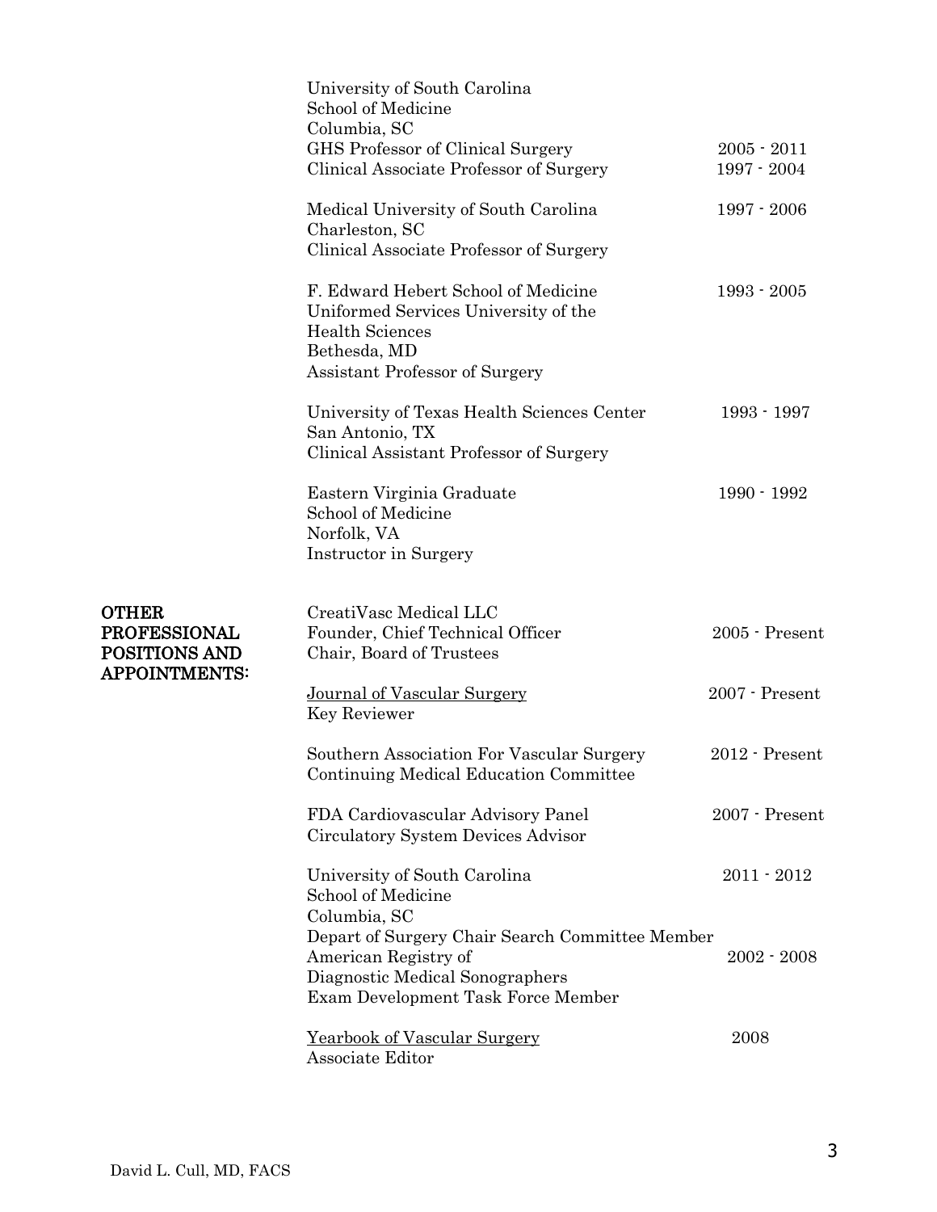University of South Carolina
School of Medicine
Columbia, SC
GHS Professor of Clinical Surgery — 2005 - 2011
Clinical Associate Professor of Surgery — 1997 - 2004

Medical University of South Carolina — 1997 - 2006
Charleston, SC
Clinical Associate Professor of Surgery

F. Edward Hebert School of Medicine — 1993 - 2005
Uniformed Services University of the Health Sciences
Bethesda, MD
Assistant Professor of Surgery

University of Texas Health Sciences Center — 1993 - 1997
San Antonio, TX
Clinical Assistant Professor of Surgery

Eastern Virginia Graduate School of Medicine — 1990 - 1992
Norfolk, VA
Instructor in Surgery

**OTHER PROFESSIONAL POSITIONS AND APPOINTMENTS:**

CreatiVasc Medical LLC
Founder, Chief Technical Officer — 2005 - Present
Chair, Board of Trustees

Journal of Vascular Surgery — 2007 - Present
Key Reviewer

Southern Association For Vascular Surgery — 2012 - Present
Continuing Medical Education Committee

FDA Cardiovascular Advisory Panel — 2007 - Present
Circulatory System Devices Advisor

University of South Carolina — 2011 - 2012
School of Medicine
Columbia, SC
Depart of Surgery Chair Search Committee Member

American Registry of Diagnostic Medical Sonographers — 2002 - 2008
Exam Development Task Force Member

Yearbook of Vascular Surgery — 2008
Associate Editor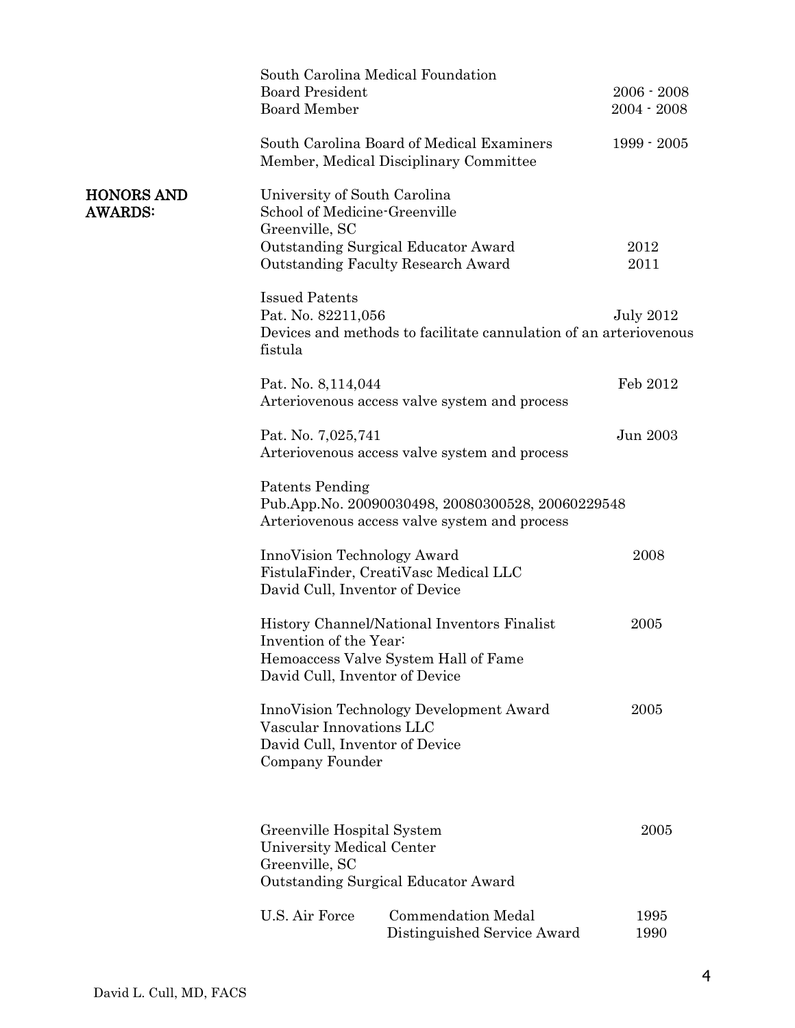South Carolina Medical Foundation
Board President 2006 - 2008
Board Member 2004 - 2008

South Carolina Board of Medical Examiners 1999 - 2005
Member, Medical Disciplinary Committee

## HONORS AND AWARDS:

University of South Carolina
School of Medicine-Greenville
Greenville, SC
Outstanding Surgical Educator Award 2012
Outstanding Faculty Research Award 2011

Issued Patents
Pat. No. 82211,056 July 2012
Devices and methods to facilitate cannulation of an arteriovenous fistula

Pat. No. 8,114,044 Feb 2012
Arteriovenous access valve system and process

Pat. No. 7,025,741 Jun 2003
Arteriovenous access valve system and process

Patents Pending
Pub.App.No. 20090030498, 20080300528, 20060229548
Arteriovenous access valve system and process

InnoVision Technology Award 2008
FistulaFinder, CreatiVasc Medical LLC
David Cull, Inventor of Device

History Channel/National Inventors Finalist 2005
Invention of the Year:
Hemoaccess Valve System Hall of Fame
David Cull, Inventor of Device

InnoVision Technology Development Award 2005
Vascular Innovations LLC
David Cull, Inventor of Device
Company Founder

Greenville Hospital System 2005
University Medical Center
Greenville, SC
Outstanding Surgical Educator Award

U.S. Air Force Commendation Medal 1995
Distinguished Service Award 1990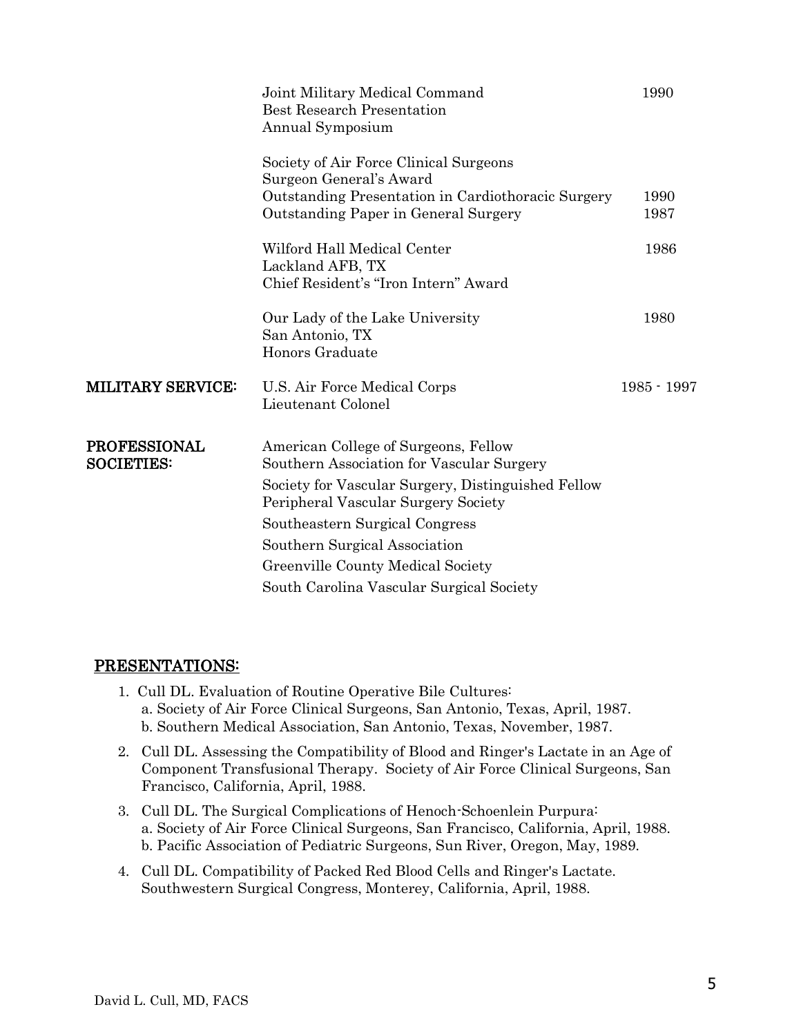| | | |
|---|---|---|
| | Joint Military Medical Command<br>Best Research Presentation<br>Annual Symposium | 1990 |
| | Society of Air Force Clinical Surgeons<br>Surgeon General's Award<br>Outstanding Presentation in Cardiothoracic Surgery<br>Outstanding Paper in General Surgery | <br><br>1990<br>1987 |
| | Wilford Hall Medical Center<br>Lackland AFB, TX<br>Chief Resident's "Iron Intern" Award | 1986 |
| | Our Lady of the Lake University<br>San Antonio, TX<br>Honors Graduate | 1980 |
| **MILITARY SERVICE:** | U.S. Air Force Medical Corps<br>Lieutenant Colonel | 1985 - 1997 |
| **PROFESSIONAL SOCIETIES:** | American College of Surgeons, Fellow<br>Southern Association for Vascular Surgery<br>Society for Vascular Surgery, Distinguished Fellow<br>Peripheral Vascular Surgery Society<br>Southeastern Surgical Congress<br>Southern Surgical Association<br>Greenville County Medical Society<br>South Carolina Vascular Surgical Society | |

## PRESENTATIONS:

1. Cull DL. Evaluation of Routine Operative Bile Cultures:
   a. Society of Air Force Clinical Surgeons, San Antonio, Texas, April, 1987.
   b. Southern Medical Association, San Antonio, Texas, November, 1987.
2. Cull DL. Assessing the Compatibility of Blood and Ringer's Lactate in an Age of Component Transfusional Therapy. Society of Air Force Clinical Surgeons, San Francisco, California, April, 1988.
3. Cull DL. The Surgical Complications of Henoch-Schoenlein Purpura:
   a. Society of Air Force Clinical Surgeons, San Francisco, California, April, 1988.
   b. Pacific Association of Pediatric Surgeons, Sun River, Oregon, May, 1989.
4. Cull DL. Compatibility of Packed Red Blood Cells and Ringer's Lactate. Southwestern Surgical Congress, Monterey, California, April, 1988.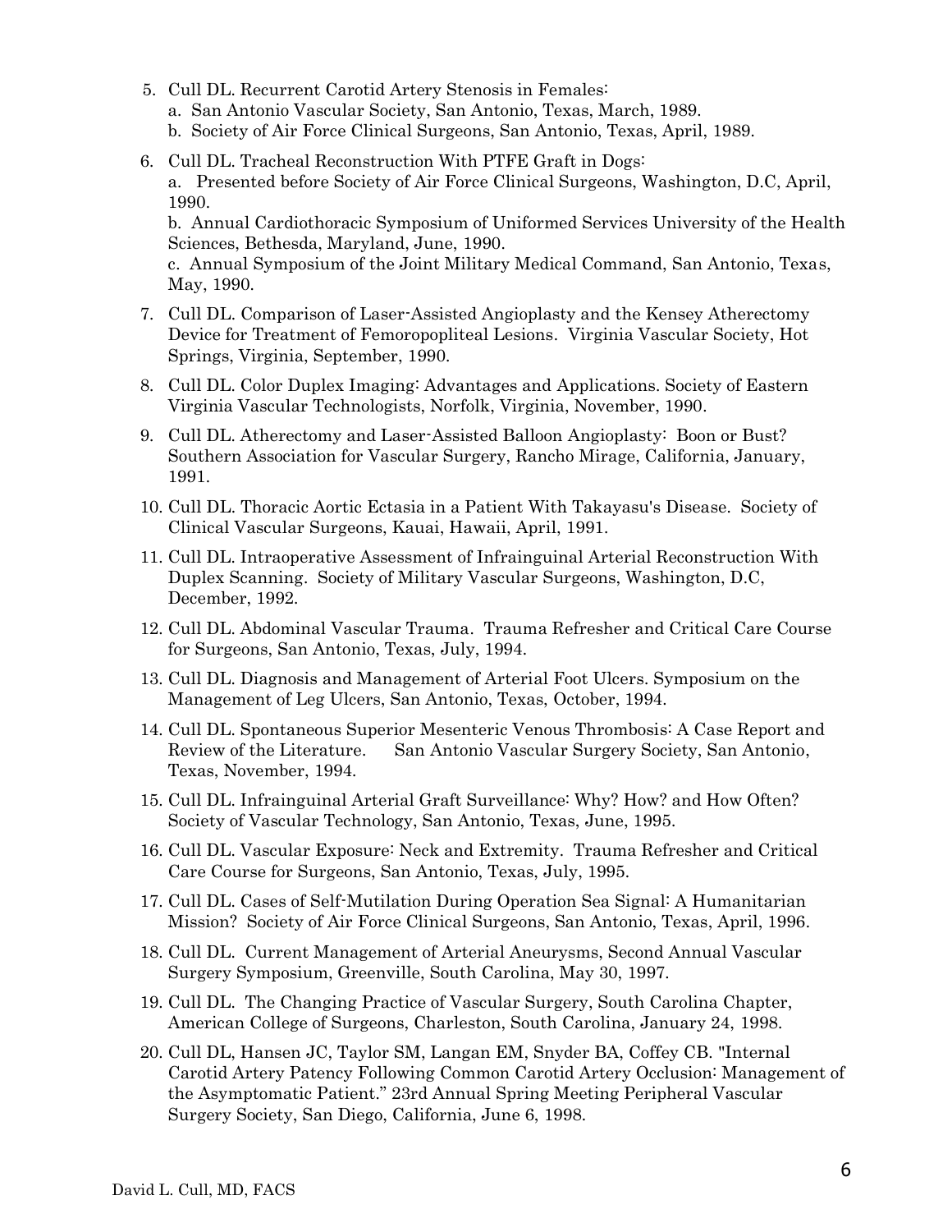5. Cull DL. Recurrent Carotid Artery Stenosis in Females:
   a. San Antonio Vascular Society, San Antonio, Texas, March, 1989.
   b. Society of Air Force Clinical Surgeons, San Antonio, Texas, April, 1989.

6. Cull DL. Tracheal Reconstruction With PTFE Graft in Dogs:
   a. Presented before Society of Air Force Clinical Surgeons, Washington, D.C, April, 1990.
   b. Annual Cardiothoracic Symposium of Uniformed Services University of the Health Sciences, Bethesda, Maryland, June, 1990.
   c. Annual Symposium of the Joint Military Medical Command, San Antonio, Texas, May, 1990.

7. Cull DL. Comparison of Laser-Assisted Angioplasty and the Kensey Atherectomy Device for Treatment of Femoropopliteal Lesions. Virginia Vascular Society, Hot Springs, Virginia, September, 1990.

8. Cull DL. Color Duplex Imaging: Advantages and Applications. Society of Eastern Virginia Vascular Technologists, Norfolk, Virginia, November, 1990.

9. Cull DL. Atherectomy and Laser-Assisted Balloon Angioplasty: Boon or Bust? Southern Association for Vascular Surgery, Rancho Mirage, California, January, 1991.

10. Cull DL. Thoracic Aortic Ectasia in a Patient With Takayasu's Disease. Society of Clinical Vascular Surgeons, Kauai, Hawaii, April, 1991.

11. Cull DL. Intraoperative Assessment of Infrainguinal Arterial Reconstruction With Duplex Scanning. Society of Military Vascular Surgeons, Washington, D.C, December, 1992.

12. Cull DL. Abdominal Vascular Trauma. Trauma Refresher and Critical Care Course for Surgeons, San Antonio, Texas, July, 1994.

13. Cull DL. Diagnosis and Management of Arterial Foot Ulcers. Symposium on the Management of Leg Ulcers, San Antonio, Texas, October, 1994.

14. Cull DL. Spontaneous Superior Mesenteric Venous Thrombosis: A Case Report and Review of the Literature. San Antonio Vascular Surgery Society, San Antonio, Texas, November, 1994.

15. Cull DL. Infrainguinal Arterial Graft Surveillance: Why? How? and How Often? Society of Vascular Technology, San Antonio, Texas, June, 1995.

16. Cull DL. Vascular Exposure: Neck and Extremity. Trauma Refresher and Critical Care Course for Surgeons, San Antonio, Texas, July, 1995.

17. Cull DL. Cases of Self-Mutilation During Operation Sea Signal: A Humanitarian Mission? Society of Air Force Clinical Surgeons, San Antonio, Texas, April, 1996.

18. Cull DL. Current Management of Arterial Aneurysms, Second Annual Vascular Surgery Symposium, Greenville, South Carolina, May 30, 1997.

19. Cull DL. The Changing Practice of Vascular Surgery, South Carolina Chapter, American College of Surgeons, Charleston, South Carolina, January 24, 1998.

20. Cull DL, Hansen JC, Taylor SM, Langan EM, Snyder BA, Coffey CB. "Internal Carotid Artery Patency Following Common Carotid Artery Occlusion: Management of the Asymptomatic Patient." 23rd Annual Spring Meeting Peripheral Vascular Surgery Society, San Diego, California, June 6, 1998.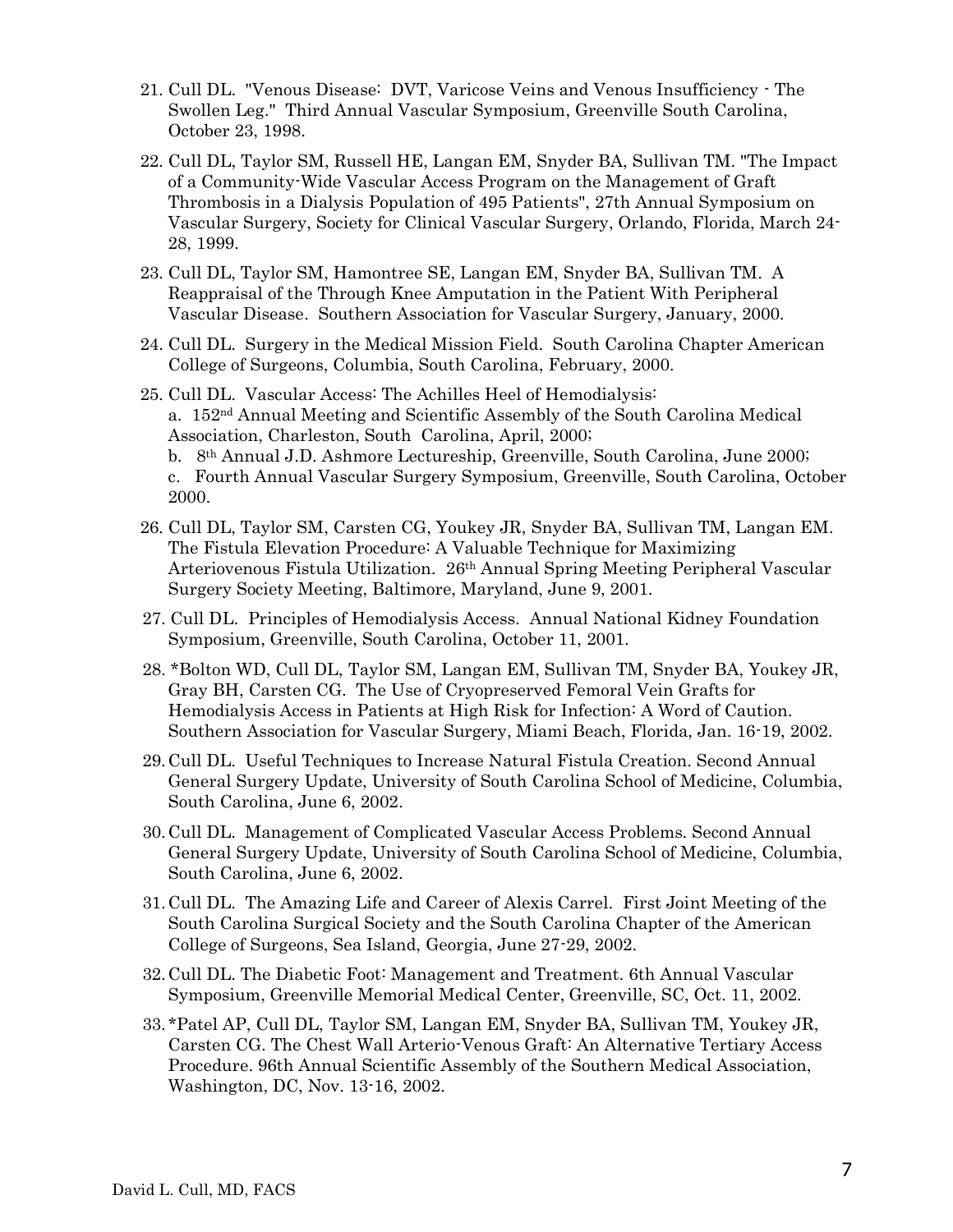21. Cull DL. "Venous Disease: DVT, Varicose Veins and Venous Insufficiency - The Swollen Leg." Third Annual Vascular Symposium, Greenville South Carolina, October 23, 1998.

22. Cull DL, Taylor SM, Russell HE, Langan EM, Snyder BA, Sullivan TM. "The Impact of a Community-Wide Vascular Access Program on the Management of Graft Thrombosis in a Dialysis Population of 495 Patients", 27th Annual Symposium on Vascular Surgery, Society for Clinical Vascular Surgery, Orlando, Florida, March 24-28, 1999.

23. Cull DL, Taylor SM, Hamontree SE, Langan EM, Snyder BA, Sullivan TM. A Reappraisal of the Through Knee Amputation in the Patient With Peripheral Vascular Disease. Southern Association for Vascular Surgery, January, 2000.

24. Cull DL. Surgery in the Medical Mission Field. South Carolina Chapter American College of Surgeons, Columbia, South Carolina, February, 2000.

25. Cull DL. Vascular Access: The Achilles Heel of Hemodialysis:
    a. 152nd Annual Meeting and Scientific Assembly of the South Carolina Medical Association, Charleston, South Carolina, April, 2000;
    b. 8th Annual J.D. Ashmore Lectureship, Greenville, South Carolina, June 2000;
    c. Fourth Annual Vascular Surgery Symposium, Greenville, South Carolina, October 2000.

26. Cull DL, Taylor SM, Carsten CG, Youkey JR, Snyder BA, Sullivan TM, Langan EM. The Fistula Elevation Procedure: A Valuable Technique for Maximizing Arteriovenous Fistula Utilization. 26th Annual Spring Meeting Peripheral Vascular Surgery Society Meeting, Baltimore, Maryland, June 9, 2001.

27. Cull DL. Principles of Hemodialysis Access. Annual National Kidney Foundation Symposium, Greenville, South Carolina, October 11, 2001.

28. *Bolton WD, Cull DL, Taylor SM, Langan EM, Sullivan TM, Snyder BA, Youkey JR, Gray BH, Carsten CG. The Use of Cryopreserved Femoral Vein Grafts for Hemodialysis Access in Patients at High Risk for Infection: A Word of Caution. Southern Association for Vascular Surgery, Miami Beach, Florida, Jan. 16-19, 2002.

29. Cull DL. Useful Techniques to Increase Natural Fistula Creation. Second Annual General Surgery Update, University of South Carolina School of Medicine, Columbia, South Carolina, June 6, 2002.

30. Cull DL. Management of Complicated Vascular Access Problems. Second Annual General Surgery Update, University of South Carolina School of Medicine, Columbia, South Carolina, June 6, 2002.

31. Cull DL. The Amazing Life and Career of Alexis Carrel. First Joint Meeting of the South Carolina Surgical Society and the South Carolina Chapter of the American College of Surgeons, Sea Island, Georgia, June 27-29, 2002.

32. Cull DL. The Diabetic Foot: Management and Treatment. 6th Annual Vascular Symposium, Greenville Memorial Medical Center, Greenville, SC, Oct. 11, 2002.

33. *Patel AP, Cull DL, Taylor SM, Langan EM, Snyder BA, Sullivan TM, Youkey JR, Carsten CG. The Chest Wall Arterio-Venous Graft: An Alternative Tertiary Access Procedure. 96th Annual Scientific Assembly of the Southern Medical Association, Washington, DC, Nov. 13-16, 2002.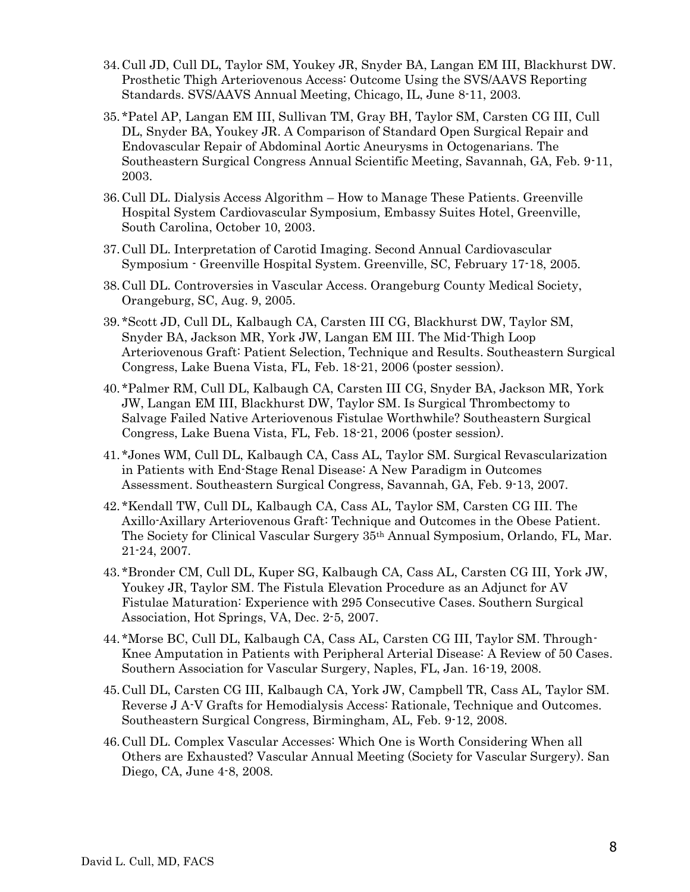34. Cull JD, Cull DL, Taylor SM, Youkey JR, Snyder BA, Langan EM III, Blackhurst DW. Prosthetic Thigh Arteriovenous Access: Outcome Using the SVS/AAVS Reporting Standards. SVS/AAVS Annual Meeting, Chicago, IL, June 8-11, 2003.

35. *Patel AP, Langan EM III, Sullivan TM, Gray BH, Taylor SM, Carsten CG III, Cull DL, Snyder BA, Youkey JR. A Comparison of Standard Open Surgical Repair and Endovascular Repair of Abdominal Aortic Aneurysms in Octogenarians. The Southeastern Surgical Congress Annual Scientific Meeting, Savannah, GA, Feb. 9-11, 2003.

36. Cull DL. Dialysis Access Algorithm – How to Manage These Patients. Greenville Hospital System Cardiovascular Symposium, Embassy Suites Hotel, Greenville, South Carolina, October 10, 2003.

37. Cull DL. Interpretation of Carotid Imaging. Second Annual Cardiovascular Symposium - Greenville Hospital System. Greenville, SC, February 17-18, 2005.

38. Cull DL. Controversies in Vascular Access. Orangeburg County Medical Society, Orangeburg, SC, Aug. 9, 2005.

39. *Scott JD, Cull DL, Kalbaugh CA, Carsten III CG, Blackhurst DW, Taylor SM, Snyder BA, Jackson MR, York JW, Langan EM III. The Mid-Thigh Loop Arteriovenous Graft: Patient Selection, Technique and Results. Southeastern Surgical Congress, Lake Buena Vista, FL, Feb. 18-21, 2006 (poster session).

40. *Palmer RM, Cull DL, Kalbaugh CA, Carsten III CG, Snyder BA, Jackson MR, York JW, Langan EM III, Blackhurst DW, Taylor SM. Is Surgical Thrombectomy to Salvage Failed Native Arteriovenous Fistulae Worthwhile? Southeastern Surgical Congress, Lake Buena Vista, FL, Feb. 18-21, 2006 (poster session).

41. *Jones WM, Cull DL, Kalbaugh CA, Cass AL, Taylor SM. Surgical Revascularization in Patients with End-Stage Renal Disease: A New Paradigm in Outcomes Assessment. Southeastern Surgical Congress, Savannah, GA, Feb. 9-13, 2007.

42. *Kendall TW, Cull DL, Kalbaugh CA, Cass AL, Taylor SM, Carsten CG III. The Axillo-Axillary Arteriovenous Graft: Technique and Outcomes in the Obese Patient. The Society for Clinical Vascular Surgery 35th Annual Symposium, Orlando, FL, Mar. 21-24, 2007.

43. *Bronder CM, Cull DL, Kuper SG, Kalbaugh CA, Cass AL, Carsten CG III, York JW, Youkey JR, Taylor SM. The Fistula Elevation Procedure as an Adjunct for AV Fistulae Maturation: Experience with 295 Consecutive Cases. Southern Surgical Association, Hot Springs, VA, Dec. 2-5, 2007.

44. *Morse BC, Cull DL, Kalbaugh CA, Cass AL, Carsten CG III, Taylor SM. Through-Knee Amputation in Patients with Peripheral Arterial Disease: A Review of 50 Cases. Southern Association for Vascular Surgery, Naples, FL, Jan. 16-19, 2008.

45. Cull DL, Carsten CG III, Kalbaugh CA, York JW, Campbell TR, Cass AL, Taylor SM. Reverse J A-V Grafts for Hemodialysis Access: Rationale, Technique and Outcomes. Southeastern Surgical Congress, Birmingham, AL, Feb. 9-12, 2008.

46. Cull DL. Complex Vascular Accesses: Which One is Worth Considering When all Others are Exhausted? Vascular Annual Meeting (Society for Vascular Surgery). San Diego, CA, June 4-8, 2008.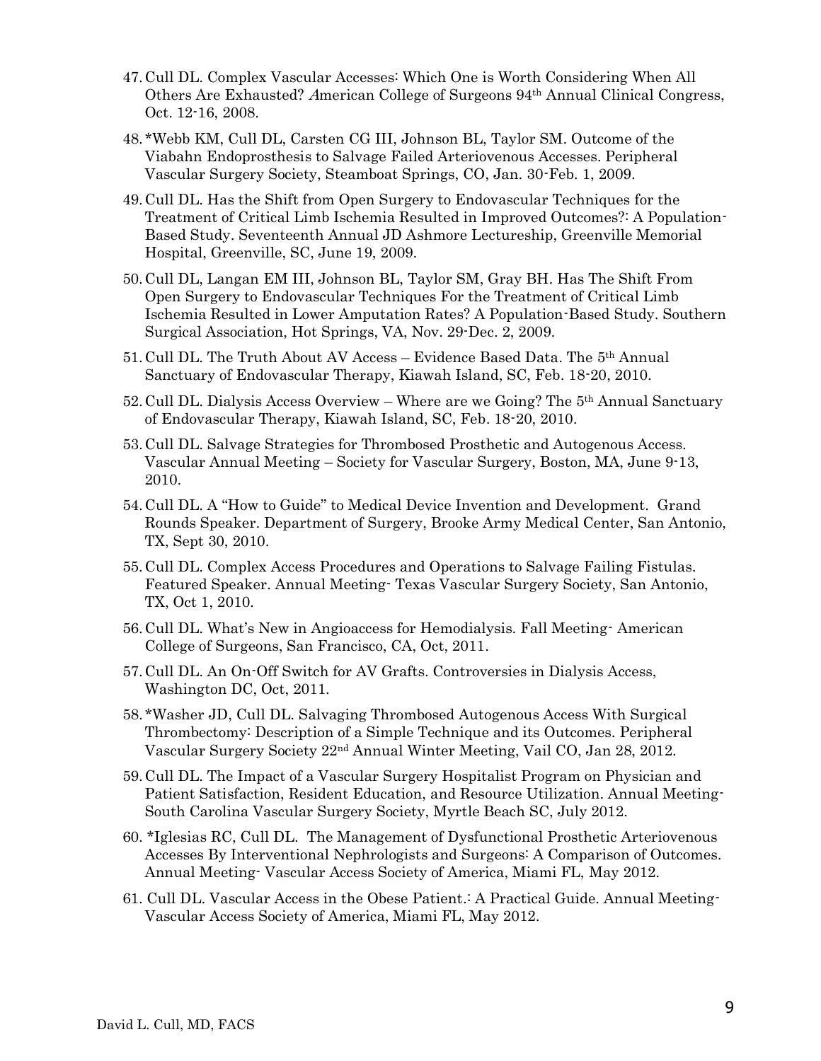47. Cull DL. Complex Vascular Accesses: Which One is Worth Considering When All Others Are Exhausted? American College of Surgeons 94th Annual Clinical Congress, Oct. 12-16, 2008.
48. *Webb KM, Cull DL, Carsten CG III, Johnson BL, Taylor SM. Outcome of the Viabahn Endoprosthesis to Salvage Failed Arteriovenous Accesses. Peripheral Vascular Surgery Society, Steamboat Springs, CO, Jan. 30-Feb. 1, 2009.
49. Cull DL. Has the Shift from Open Surgery to Endovascular Techniques for the Treatment of Critical Limb Ischemia Resulted in Improved Outcomes?: A Population-Based Study. Seventeenth Annual JD Ashmore Lectureship, Greenville Memorial Hospital, Greenville, SC, June 19, 2009.
50. Cull DL, Langan EM III, Johnson BL, Taylor SM, Gray BH. Has The Shift From Open Surgery to Endovascular Techniques For the Treatment of Critical Limb Ischemia Resulted in Lower Amputation Rates? A Population-Based Study. Southern Surgical Association, Hot Springs, VA, Nov. 29-Dec. 2, 2009.
51. Cull DL. The Truth About AV Access – Evidence Based Data. The 5th Annual Sanctuary of Endovascular Therapy, Kiawah Island, SC, Feb. 18-20, 2010.
52. Cull DL. Dialysis Access Overview – Where are we Going? The 5th Annual Sanctuary of Endovascular Therapy, Kiawah Island, SC, Feb. 18-20, 2010.
53. Cull DL. Salvage Strategies for Thrombosed Prosthetic and Autogenous Access. Vascular Annual Meeting – Society for Vascular Surgery, Boston, MA, June 9-13, 2010.
54. Cull DL. A "How to Guide" to Medical Device Invention and Development. Grand Rounds Speaker. Department of Surgery, Brooke Army Medical Center, San Antonio, TX, Sept 30, 2010.
55. Cull DL. Complex Access Procedures and Operations to Salvage Failing Fistulas. Featured Speaker. Annual Meeting- Texas Vascular Surgery Society, San Antonio, TX, Oct 1, 2010.
56. Cull DL. What's New in Angioaccess for Hemodialysis. Fall Meeting- American College of Surgeons, San Francisco, CA, Oct, 2011.
57. Cull DL. An On-Off Switch for AV Grafts. Controversies in Dialysis Access, Washington DC, Oct, 2011.
58. *Washer JD, Cull DL. Salvaging Thrombosed Autogenous Access With Surgical Thrombectomy: Description of a Simple Technique and its Outcomes. Peripheral Vascular Surgery Society 22nd Annual Winter Meeting, Vail CO, Jan 28, 2012.
59. Cull DL. The Impact of a Vascular Surgery Hospitalist Program on Physician and Patient Satisfaction, Resident Education, and Resource Utilization. Annual Meeting- South Carolina Vascular Surgery Society, Myrtle Beach SC, July 2012.
60. *Iglesias RC, Cull DL. The Management of Dysfunctional Prosthetic Arteriovenous Accesses By Interventional Nephrologists and Surgeons: A Comparison of Outcomes. Annual Meeting- Vascular Access Society of America, Miami FL, May 2012.
61. Cull DL. Vascular Access in the Obese Patient.: A Practical Guide. Annual Meeting- Vascular Access Society of America, Miami FL, May 2012.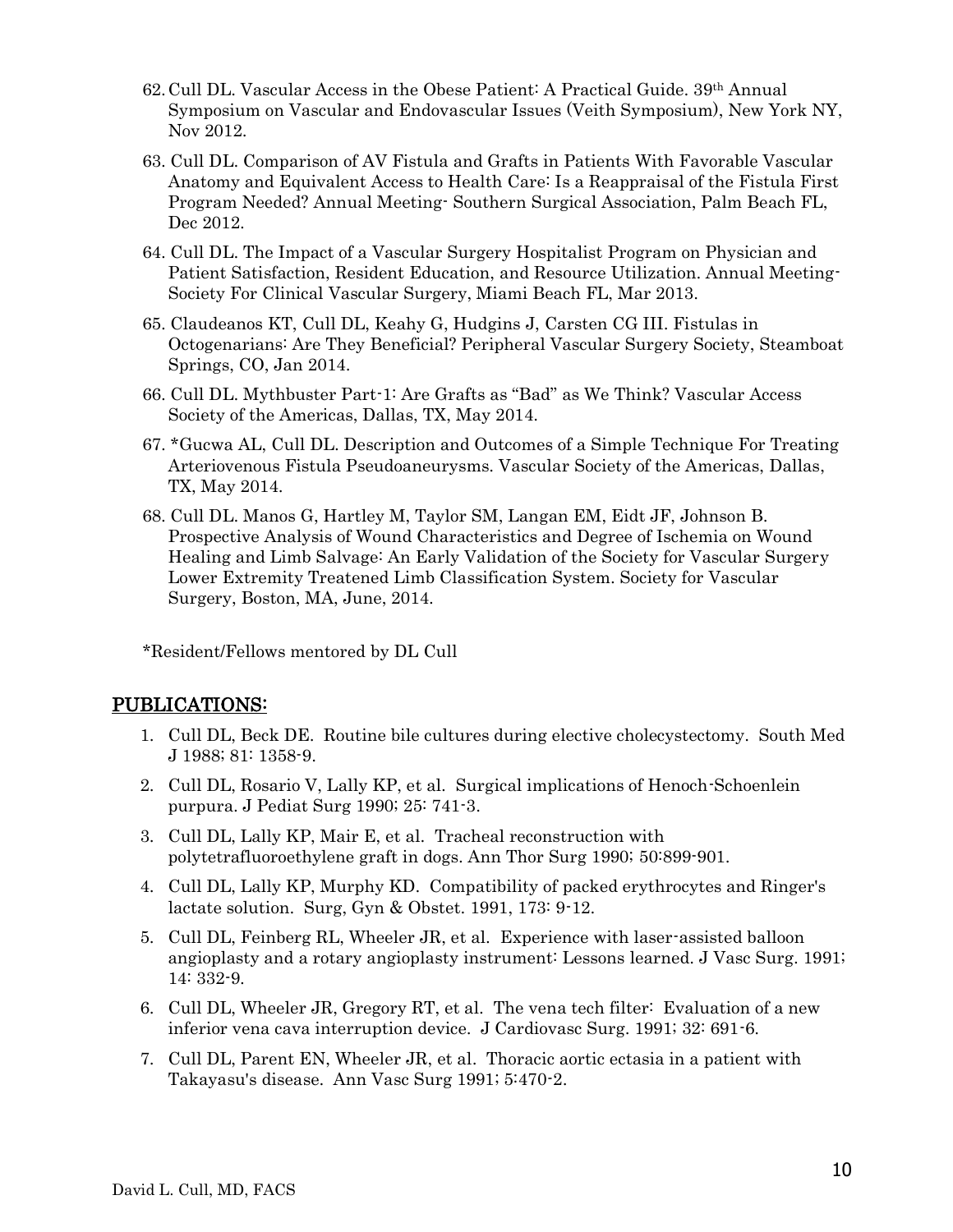62. Cull DL. Vascular Access in the Obese Patient: A Practical Guide. 39th Annual Symposium on Vascular and Endovascular Issues (Veith Symposium), New York NY, Nov 2012.

63. Cull DL. Comparison of AV Fistula and Grafts in Patients With Favorable Vascular Anatomy and Equivalent Access to Health Care: Is a Reappraisal of the Fistula First Program Needed? Annual Meeting- Southern Surgical Association, Palm Beach FL, Dec 2012.

64. Cull DL. The Impact of a Vascular Surgery Hospitalist Program on Physician and Patient Satisfaction, Resident Education, and Resource Utilization. Annual Meeting- Society For Clinical Vascular Surgery, Miami Beach FL, Mar 2013.

65. Claudeanos KT, Cull DL, Keahy G, Hudgins J, Carsten CG III. Fistulas in Octogenarians: Are They Beneficial? Peripheral Vascular Surgery Society, Steamboat Springs, CO, Jan 2014.

66. Cull DL. Mythbuster Part-1: Are Grafts as "Bad" as We Think? Vascular Access Society of the Americas, Dallas, TX, May 2014.

67. *Gucwa AL, Cull DL. Description and Outcomes of a Simple Technique For Treating Arteriovenous Fistula Pseudoaneurysms. Vascular Society of the Americas, Dallas, TX, May 2014.

68. Cull DL. Manos G, Hartley M, Taylor SM, Langan EM, Eidt JF, Johnson B. Prospective Analysis of Wound Characteristics and Degree of Ischemia on Wound Healing and Limb Salvage: An Early Validation of the Society for Vascular Surgery Lower Extremity Treatened Limb Classification System. Society for Vascular Surgery, Boston, MA, June, 2014.

*Resident/Fellows mentored by DL Cull

## PUBLICATIONS:

1. Cull DL, Beck DE. Routine bile cultures during elective cholecystectomy. South Med J 1988; 81: 1358-9.
2. Cull DL, Rosario V, Lally KP, et al. Surgical implications of Henoch-Schoenlein purpura. J Pediat Surg 1990; 25: 741-3.
3. Cull DL, Lally KP, Mair E, et al. Tracheal reconstruction with polytetrafluoroethylene graft in dogs. Ann Thor Surg 1990; 50:899-901.
4. Cull DL, Lally KP, Murphy KD. Compatibility of packed erythrocytes and Ringer's lactate solution. Surg, Gyn & Obstet. 1991, 173: 9-12.
5. Cull DL, Feinberg RL, Wheeler JR, et al. Experience with laser-assisted balloon angioplasty and a rotary angioplasty instrument: Lessons learned. J Vasc Surg. 1991; 14: 332-9.
6. Cull DL, Wheeler JR, Gregory RT, et al. The vena tech filter: Evaluation of a new inferior vena cava interruption device. J Cardiovasc Surg. 1991; 32: 691-6.
7. Cull DL, Parent EN, Wheeler JR, et al. Thoracic aortic ectasia in a patient with Takayasu's disease. Ann Vasc Surg 1991; 5:470-2.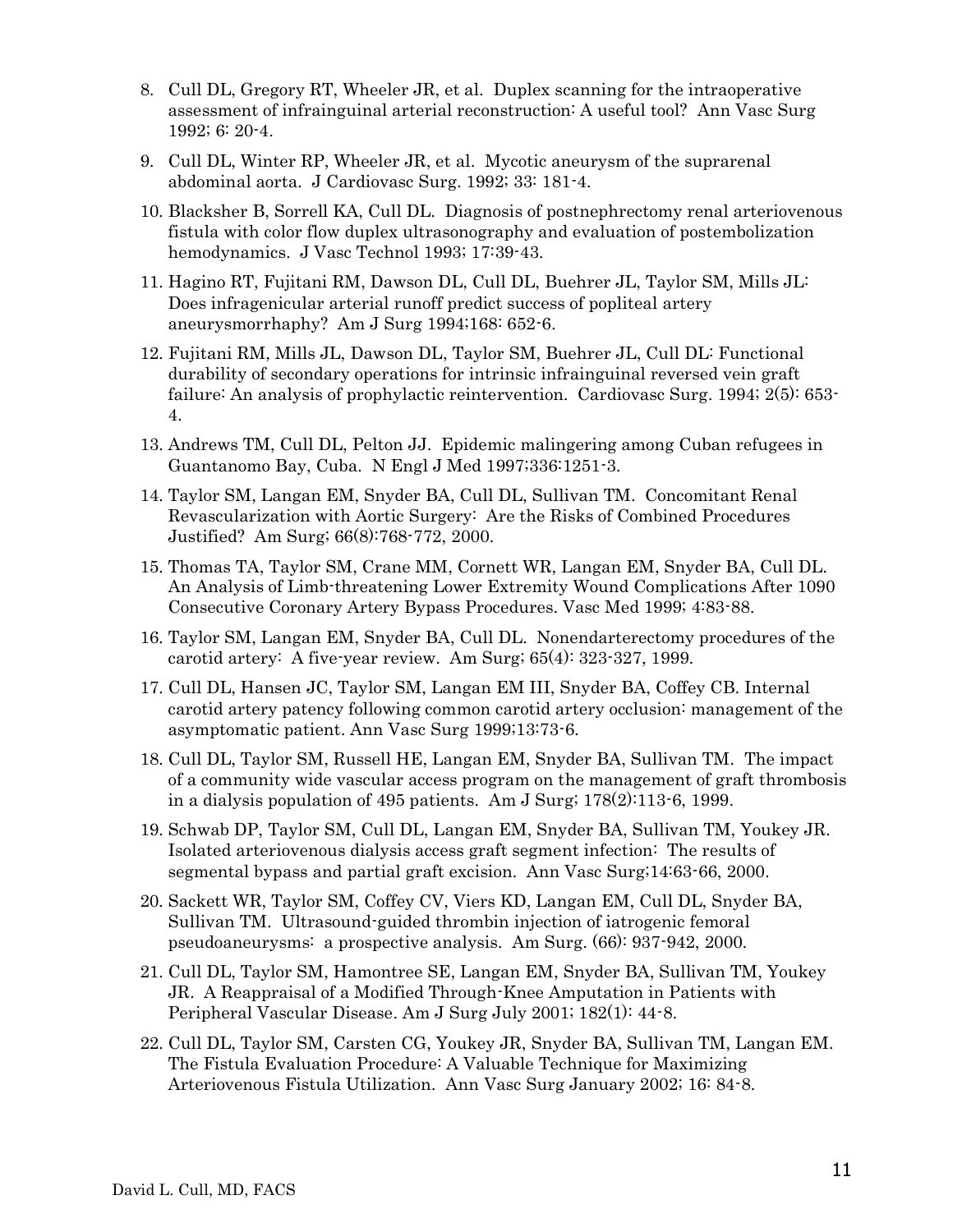8. Cull DL, Gregory RT, Wheeler JR, et al. Duplex scanning for the intraoperative assessment of infrainguinal arterial reconstruction: A useful tool? Ann Vasc Surg 1992; 6: 20-4.

9. Cull DL, Winter RP, Wheeler JR, et al. Mycotic aneurysm of the suprarenal abdominal aorta. J Cardiovasc Surg. 1992; 33: 181-4.

10. Blacksher B, Sorrell KA, Cull DL. Diagnosis of postnephrectomy renal arteriovenous fistula with color flow duplex ultrasonography and evaluation of postembolization hemodynamics. J Vasc Technol 1993; 17:39-43.

11. Hagino RT, Fujitani RM, Dawson DL, Cull DL, Buehrer JL, Taylor SM, Mills JL: Does infragenicular arterial runoff predict success of popliteal artery aneurysmorrhaphy? Am J Surg 1994;168: 652-6.

12. Fujitani RM, Mills JL, Dawson DL, Taylor SM, Buehrer JL, Cull DL: Functional durability of secondary operations for intrinsic infrainguinal reversed vein graft failure: An analysis of prophylactic reintervention. Cardiovasc Surg. 1994; 2(5): 653-4.

13. Andrews TM, Cull DL, Pelton JJ. Epidemic malingering among Cuban refugees in Guantanomo Bay, Cuba. N Engl J Med 1997;336:1251-3.

14. Taylor SM, Langan EM, Snyder BA, Cull DL, Sullivan TM. Concomitant Renal Revascularization with Aortic Surgery: Are the Risks of Combined Procedures Justified? Am Surg; 66(8):768-772, 2000.

15. Thomas TA, Taylor SM, Crane MM, Cornett WR, Langan EM, Snyder BA, Cull DL. An Analysis of Limb-threatening Lower Extremity Wound Complications After 1090 Consecutive Coronary Artery Bypass Procedures. Vasc Med 1999; 4:83-88.

16. Taylor SM, Langan EM, Snyder BA, Cull DL. Nonendarterectomy procedures of the carotid artery: A five-year review. Am Surg; 65(4): 323-327, 1999.

17. Cull DL, Hansen JC, Taylor SM, Langan EM III, Snyder BA, Coffey CB. Internal carotid artery patency following common carotid artery occlusion: management of the asymptomatic patient. Ann Vasc Surg 1999;13:73-6.

18. Cull DL, Taylor SM, Russell HE, Langan EM, Snyder BA, Sullivan TM. The impact of a community wide vascular access program on the management of graft thrombosis in a dialysis population of 495 patients. Am J Surg; 178(2):113-6, 1999.

19. Schwab DP, Taylor SM, Cull DL, Langan EM, Snyder BA, Sullivan TM, Youkey JR. Isolated arteriovenous dialysis access graft segment infection: The results of segmental bypass and partial graft excision. Ann Vasc Surg;14:63-66, 2000.

20. Sackett WR, Taylor SM, Coffey CV, Viers KD, Langan EM, Cull DL, Snyder BA, Sullivan TM. Ultrasound-guided thrombin injection of iatrogenic femoral pseudoaneurysms: a prospective analysis. Am Surg. (66): 937-942, 2000.

21. Cull DL, Taylor SM, Hamontree SE, Langan EM, Snyder BA, Sullivan TM, Youkey JR. A Reappraisal of a Modified Through-Knee Amputation in Patients with Peripheral Vascular Disease. Am J Surg July 2001; 182(1): 44-8.

22. Cull DL, Taylor SM, Carsten CG, Youkey JR, Snyder BA, Sullivan TM, Langan EM. The Fistula Evaluation Procedure: A Valuable Technique for Maximizing Arteriovenous Fistula Utilization. Ann Vasc Surg January 2002; 16: 84-8.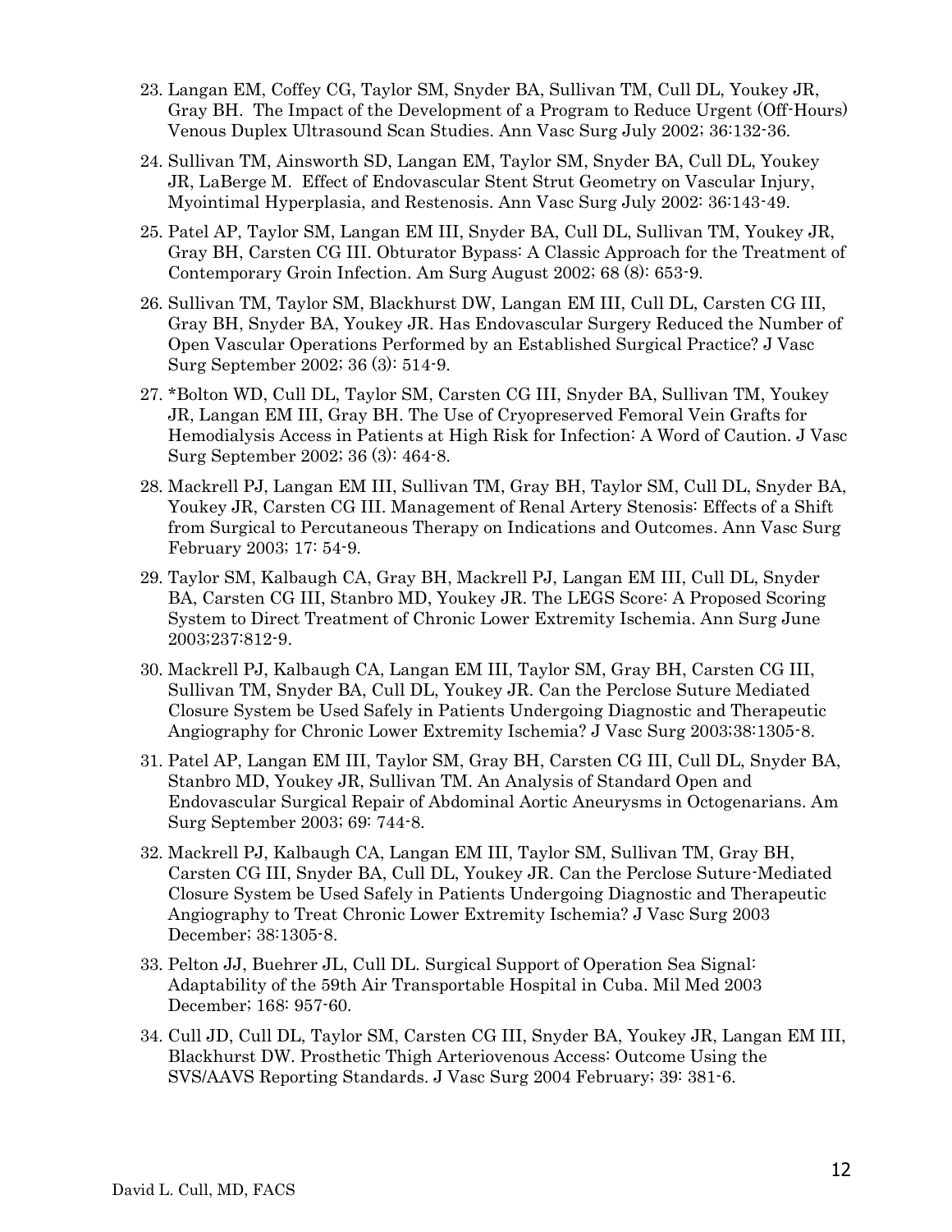23. Langan EM, Coffey CG, Taylor SM, Snyder BA, Sullivan TM, Cull DL, Youkey JR, Gray BH. The Impact of the Development of a Program to Reduce Urgent (Off-Hours) Venous Duplex Ultrasound Scan Studies. Ann Vasc Surg July 2002; 36:132-36.

24. Sullivan TM, Ainsworth SD, Langan EM, Taylor SM, Snyder BA, Cull DL, Youkey JR, LaBerge M. Effect of Endovascular Stent Strut Geometry on Vascular Injury, Myointimal Hyperplasia, and Restenosis. Ann Vasc Surg July 2002: 36:143-49.

25. Patel AP, Taylor SM, Langan EM III, Snyder BA, Cull DL, Sullivan TM, Youkey JR, Gray BH, Carsten CG III. Obturator Bypass: A Classic Approach for the Treatment of Contemporary Groin Infection. Am Surg August 2002; 68 (8): 653-9.

26. Sullivan TM, Taylor SM, Blackhurst DW, Langan EM III, Cull DL, Carsten CG III, Gray BH, Snyder BA, Youkey JR. Has Endovascular Surgery Reduced the Number of Open Vascular Operations Performed by an Established Surgical Practice? J Vasc Surg September 2002; 36 (3): 514-9.

27. *Bolton WD, Cull DL, Taylor SM, Carsten CG III, Snyder BA, Sullivan TM, Youkey JR, Langan EM III, Gray BH. The Use of Cryopreserved Femoral Vein Grafts for Hemodialysis Access in Patients at High Risk for Infection: A Word of Caution. J Vasc Surg September 2002; 36 (3): 464-8.

28. Mackrell PJ, Langan EM III, Sullivan TM, Gray BH, Taylor SM, Cull DL, Snyder BA, Youkey JR, Carsten CG III. Management of Renal Artery Stenosis: Effects of a Shift from Surgical to Percutaneous Therapy on Indications and Outcomes. Ann Vasc Surg February 2003; 17: 54-9.

29. Taylor SM, Kalbaugh CA, Gray BH, Mackrell PJ, Langan EM III, Cull DL, Snyder BA, Carsten CG III, Stanbro MD, Youkey JR. The LEGS Score: A Proposed Scoring System to Direct Treatment of Chronic Lower Extremity Ischemia. Ann Surg June 2003;237:812-9.

30. Mackrell PJ, Kalbaugh CA, Langan EM III, Taylor SM, Gray BH, Carsten CG III, Sullivan TM, Snyder BA, Cull DL, Youkey JR. Can the Perclose Suture Mediated Closure System be Used Safely in Patients Undergoing Diagnostic and Therapeutic Angiography for Chronic Lower Extremity Ischemia? J Vasc Surg 2003;38:1305-8.

31. Patel AP, Langan EM III, Taylor SM, Gray BH, Carsten CG III, Cull DL, Snyder BA, Stanbro MD, Youkey JR, Sullivan TM. An Analysis of Standard Open and Endovascular Surgical Repair of Abdominal Aortic Aneurysms in Octogenarians. Am Surg September 2003; 69: 744-8.

32. Mackrell PJ, Kalbaugh CA, Langan EM III, Taylor SM, Sullivan TM, Gray BH, Carsten CG III, Snyder BA, Cull DL, Youkey JR. Can the Perclose Suture-Mediated Closure System be Used Safely in Patients Undergoing Diagnostic and Therapeutic Angiography to Treat Chronic Lower Extremity Ischemia? J Vasc Surg 2003 December; 38:1305-8.

33. Pelton JJ, Buehrer JL, Cull DL. Surgical Support of Operation Sea Signal: Adaptability of the 59th Air Transportable Hospital in Cuba. Mil Med 2003 December; 168: 957-60.

34. Cull JD, Cull DL, Taylor SM, Carsten CG III, Snyder BA, Youkey JR, Langan EM III, Blackhurst DW. Prosthetic Thigh Arteriovenous Access: Outcome Using the SVS/AAVS Reporting Standards. J Vasc Surg 2004 February; 39: 381-6.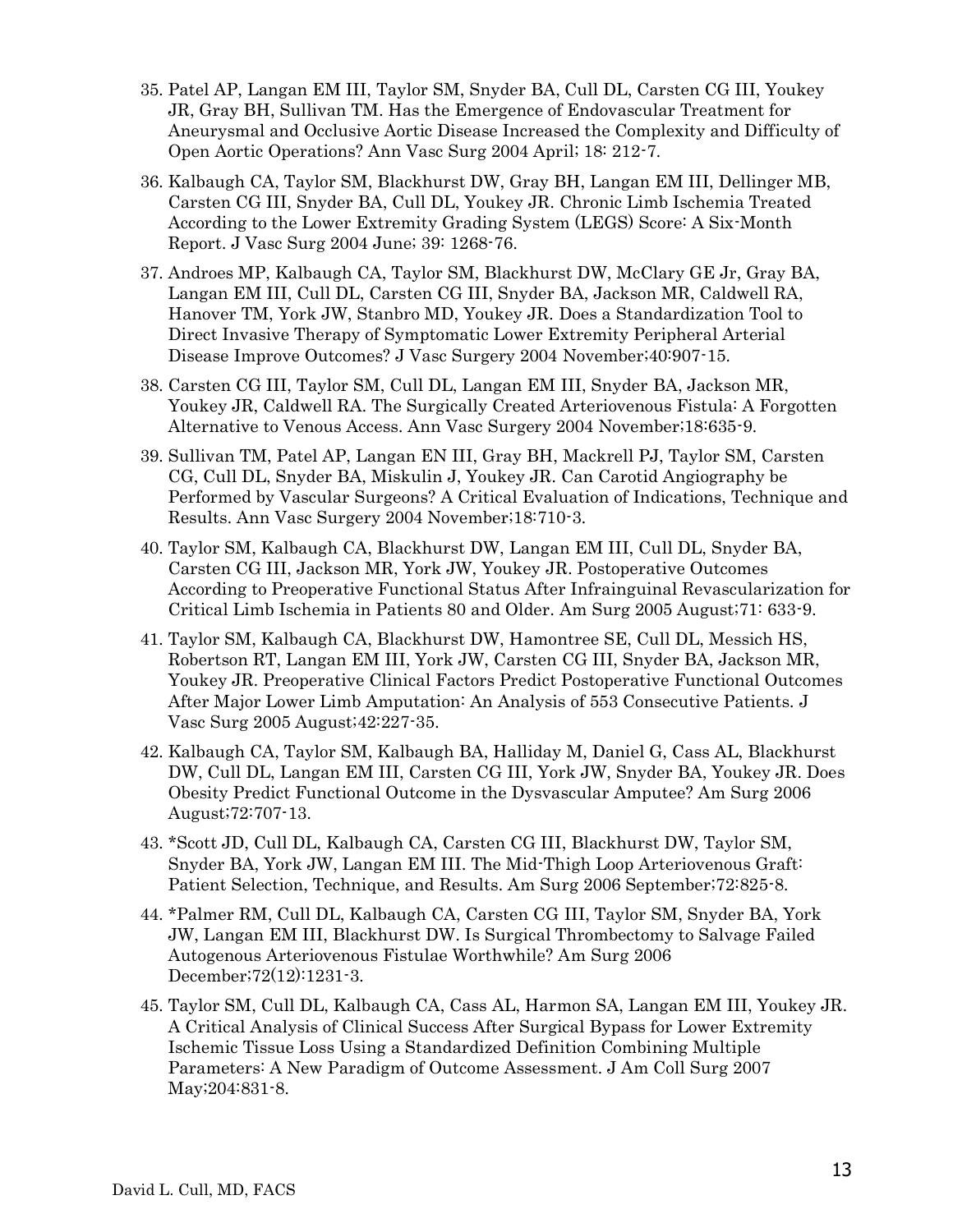35. Patel AP, Langan EM III, Taylor SM, Snyder BA, Cull DL, Carsten CG III, Youkey JR, Gray BH, Sullivan TM. Has the Emergence of Endovascular Treatment for Aneurysmal and Occlusive Aortic Disease Increased the Complexity and Difficulty of Open Aortic Operations? Ann Vasc Surg 2004 April; 18: 212-7.

36. Kalbaugh CA, Taylor SM, Blackhurst DW, Gray BH, Langan EM III, Dellinger MB, Carsten CG III, Snyder BA, Cull DL, Youkey JR. Chronic Limb Ischemia Treated According to the Lower Extremity Grading System (LEGS) Score: A Six-Month Report. J Vasc Surg 2004 June; 39: 1268-76.

37. Androes MP, Kalbaugh CA, Taylor SM, Blackhurst DW, McClary GE Jr, Gray BA, Langan EM III, Cull DL, Carsten CG III, Snyder BA, Jackson MR, Caldwell RA, Hanover TM, York JW, Stanbro MD, Youkey JR. Does a Standardization Tool to Direct Invasive Therapy of Symptomatic Lower Extremity Peripheral Arterial Disease Improve Outcomes? J Vasc Surgery 2004 November;40:907-15.

38. Carsten CG III, Taylor SM, Cull DL, Langan EM III, Snyder BA, Jackson MR, Youkey JR, Caldwell RA. The Surgically Created Arteriovenous Fistula: A Forgotten Alternative to Venous Access. Ann Vasc Surgery 2004 November;18:635-9.

39. Sullivan TM, Patel AP, Langan EN III, Gray BH, Mackrell PJ, Taylor SM, Carsten CG, Cull DL, Snyder BA, Miskulin J, Youkey JR. Can Carotid Angiography be Performed by Vascular Surgeons? A Critical Evaluation of Indications, Technique and Results. Ann Vasc Surgery 2004 November;18:710-3.

40. Taylor SM, Kalbaugh CA, Blackhurst DW, Langan EM III, Cull DL, Snyder BA, Carsten CG III, Jackson MR, York JW, Youkey JR. Postoperative Outcomes According to Preoperative Functional Status After Infrainguinal Revascularization for Critical Limb Ischemia in Patients 80 and Older. Am Surg 2005 August;71: 633-9.

41. Taylor SM, Kalbaugh CA, Blackhurst DW, Hamontree SE, Cull DL, Messich HS, Robertson RT, Langan EM III, York JW, Carsten CG III, Snyder BA, Jackson MR, Youkey JR. Preoperative Clinical Factors Predict Postoperative Functional Outcomes After Major Lower Limb Amputation: An Analysis of 553 Consecutive Patients. J Vasc Surg 2005 August;42:227-35.

42. Kalbaugh CA, Taylor SM, Kalbaugh BA, Halliday M, Daniel G, Cass AL, Blackhurst DW, Cull DL, Langan EM III, Carsten CG III, York JW, Snyder BA, Youkey JR. Does Obesity Predict Functional Outcome in the Dysvascular Amputee? Am Surg 2006 August;72:707-13.

43. *Scott JD, Cull DL, Kalbaugh CA, Carsten CG III, Blackhurst DW, Taylor SM, Snyder BA, York JW, Langan EM III. The Mid-Thigh Loop Arteriovenous Graft: Patient Selection, Technique, and Results. Am Surg 2006 September;72:825-8.

44. *Palmer RM, Cull DL, Kalbaugh CA, Carsten CG III, Taylor SM, Snyder BA, York JW, Langan EM III, Blackhurst DW. Is Surgical Thrombectomy to Salvage Failed Autogenous Arteriovenous Fistulae Worthwhile? Am Surg 2006 December;72(12):1231-3.

45. Taylor SM, Cull DL, Kalbaugh CA, Cass AL, Harmon SA, Langan EM III, Youkey JR. A Critical Analysis of Clinical Success After Surgical Bypass for Lower Extremity Ischemic Tissue Loss Using a Standardized Definition Combining Multiple Parameters: A New Paradigm of Outcome Assessment. J Am Coll Surg 2007 May;204:831-8.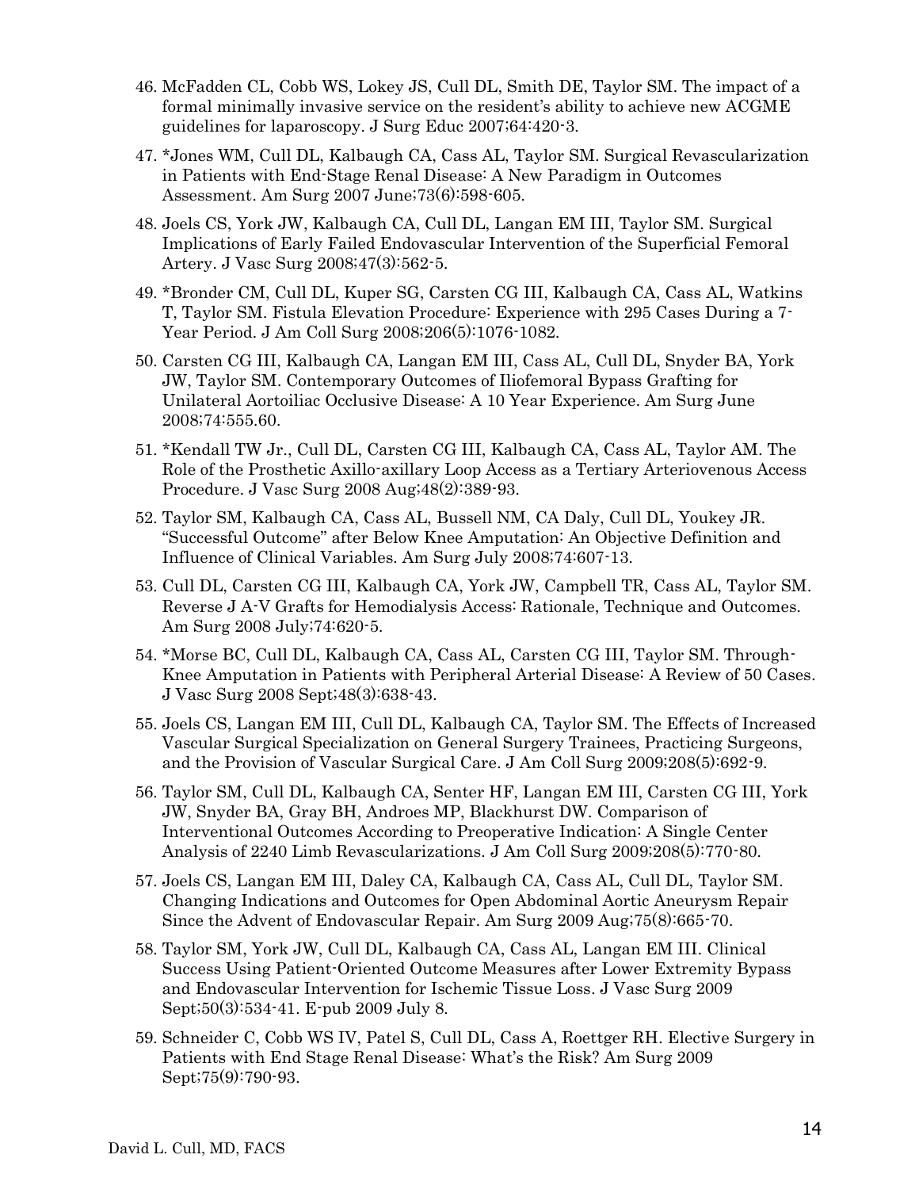46. McFadden CL, Cobb WS, Lokey JS, Cull DL, Smith DE, Taylor SM. The impact of a formal minimally invasive service on the resident's ability to achieve new ACGME guidelines for laparoscopy. J Surg Educ 2007;64:420-3.

47. *Jones WM, Cull DL, Kalbaugh CA, Cass AL, Taylor SM. Surgical Revascularization in Patients with End-Stage Renal Disease: A New Paradigm in Outcomes Assessment. Am Surg 2007 June;73(6):598-605.

48. Joels CS, York JW, Kalbaugh CA, Cull DL, Langan EM III, Taylor SM. Surgical Implications of Early Failed Endovascular Intervention of the Superficial Femoral Artery. J Vasc Surg 2008;47(3):562-5.

49. *Bronder CM, Cull DL, Kuper SG, Carsten CG III, Kalbaugh CA, Cass AL, Watkins T, Taylor SM. Fistula Elevation Procedure: Experience with 295 Cases During a 7-Year Period. J Am Coll Surg 2008;206(5):1076-1082.

50. Carsten CG III, Kalbaugh CA, Langan EM III, Cass AL, Cull DL, Snyder BA, York JW, Taylor SM. Contemporary Outcomes of Iliofemoral Bypass Grafting for Unilateral Aortoiliac Occlusive Disease: A 10 Year Experience. Am Surg June 2008;74:555.60.

51. *Kendall TW Jr., Cull DL, Carsten CG III, Kalbaugh CA, Cass AL, Taylor AM. The Role of the Prosthetic Axillo-axillary Loop Access as a Tertiary Arteriovenous Access Procedure. J Vasc Surg 2008 Aug;48(2):389-93.

52. Taylor SM, Kalbaugh CA, Cass AL, Bussell NM, CA Daly, Cull DL, Youkey JR. "Successful Outcome" after Below Knee Amputation: An Objective Definition and Influence of Clinical Variables. Am Surg July 2008;74:607-13.

53. Cull DL, Carsten CG III, Kalbaugh CA, York JW, Campbell TR, Cass AL, Taylor SM. Reverse J A-V Grafts for Hemodialysis Access: Rationale, Technique and Outcomes. Am Surg 2008 July;74:620-5.

54. *Morse BC, Cull DL, Kalbaugh CA, Cass AL, Carsten CG III, Taylor SM. Through-Knee Amputation in Patients with Peripheral Arterial Disease: A Review of 50 Cases. J Vasc Surg 2008 Sept;48(3):638-43.

55. Joels CS, Langan EM III, Cull DL, Kalbaugh CA, Taylor SM. The Effects of Increased Vascular Surgical Specialization on General Surgery Trainees, Practicing Surgeons, and the Provision of Vascular Surgical Care. J Am Coll Surg 2009;208(5):692-9.

56. Taylor SM, Cull DL, Kalbaugh CA, Senter HF, Langan EM III, Carsten CG III, York JW, Snyder BA, Gray BH, Androes MP, Blackhurst DW. Comparison of Interventional Outcomes According to Preoperative Indication: A Single Center Analysis of 2240 Limb Revascularizations. J Am Coll Surg 2009;208(5):770-80.

57. Joels CS, Langan EM III, Daley CA, Kalbaugh CA, Cass AL, Cull DL, Taylor SM. Changing Indications and Outcomes for Open Abdominal Aortic Aneurysm Repair Since the Advent of Endovascular Repair. Am Surg 2009 Aug;75(8):665-70.

58. Taylor SM, York JW, Cull DL, Kalbaugh CA, Cass AL, Langan EM III. Clinical Success Using Patient-Oriented Outcome Measures after Lower Extremity Bypass and Endovascular Intervention for Ischemic Tissue Loss. J Vasc Surg 2009 Sept;50(3):534-41. E-pub 2009 July 8.

59. Schneider C, Cobb WS IV, Patel S, Cull DL, Cass A, Roettger RH. Elective Surgery in Patients with End Stage Renal Disease: What's the Risk? Am Surg 2009 Sept;75(9):790-93.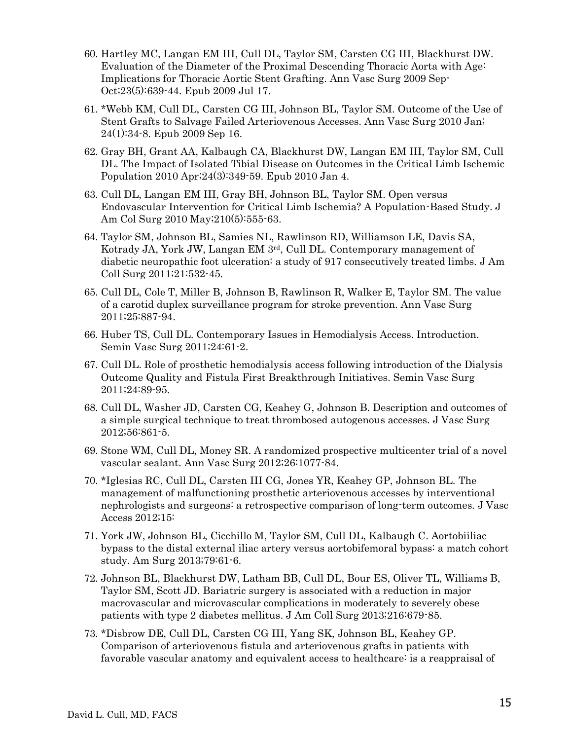60. Hartley MC, Langan EM III, Cull DL, Taylor SM, Carsten CG III, Blackhurst DW. Evaluation of the Diameter of the Proximal Descending Thoracic Aorta with Age: Implications for Thoracic Aortic Stent Grafting. Ann Vasc Surg 2009 Sep-Oct;23(5):639-44. Epub 2009 Jul 17.

61. *Webb KM, Cull DL, Carsten CG III, Johnson BL, Taylor SM. Outcome of the Use of Stent Grafts to Salvage Failed Arteriovenous Accesses. Ann Vasc Surg 2010 Jan; 24(1):34-8. Epub 2009 Sep 16.

62. Gray BH, Grant AA, Kalbaugh CA, Blackhurst DW, Langan EM III, Taylor SM, Cull DL. The Impact of Isolated Tibial Disease on Outcomes in the Critical Limb Ischemic Population 2010 Apr;24(3):349-59. Epub 2010 Jan 4.

63. Cull DL, Langan EM III, Gray BH, Johnson BL, Taylor SM. Open versus Endovascular Intervention for Critical Limb Ischemia? A Population-Based Study. J Am Col Surg 2010 May;210(5):555-63.

64. Taylor SM, Johnson BL, Samies NL, Rawlinson RD, Williamson LE, Davis SA, Kotrady JA, York JW, Langan EM 3rd, Cull DL. Contemporary management of diabetic neuropathic foot ulceration: a study of 917 consecutively treated limbs. J Am Coll Surg 2011;21:532-45.

65. Cull DL, Cole T, Miller B, Johnson B, Rawlinson R, Walker E, Taylor SM. The value of a carotid duplex surveillance program for stroke prevention. Ann Vasc Surg 2011;25:887-94.

66. Huber TS, Cull DL. Contemporary Issues in Hemodialysis Access. Introduction. Semin Vasc Surg 2011;24:61-2.

67. Cull DL. Role of prosthetic hemodialysis access following introduction of the Dialysis Outcome Quality and Fistula First Breakthrough Initiatives. Semin Vasc Surg 2011;24:89-95.

68. Cull DL, Washer JD, Carsten CG, Keahey G, Johnson B. Description and outcomes of a simple surgical technique to treat thrombosed autogenous accesses. J Vasc Surg 2012;56:861-5.

69. Stone WM, Cull DL, Money SR. A randomized prospective multicenter trial of a novel vascular sealant. Ann Vasc Surg 2012;26:1077-84.

70. *Iglesias RC, Cull DL, Carsten III CG, Jones YR, Keahey GP, Johnson BL. The management of malfunctioning prosthetic arteriovenous accesses by interventional nephrologists and surgeons: a retrospective comparison of long-term outcomes. J Vasc Access 2012;15:

71. York JW, Johnson BL, Cicchillo M, Taylor SM, Cull DL, Kalbaugh C. Aortobiiliac bypass to the distal external iliac artery versus aortobifemoral bypass: a match cohort study. Am Surg 2013;79:61-6.

72. Johnson BL, Blackhurst DW, Latham BB, Cull DL, Bour ES, Oliver TL, Williams B, Taylor SM, Scott JD. Bariatric surgery is associated with a reduction in major macrovascular and microvascular complications in moderately to severely obese patients with type 2 diabetes mellitus. J Am Coll Surg 2013;216:679-85.

73. *Disbrow DE, Cull DL, Carsten CG III, Yang SK, Johnson BL, Keahey GP. Comparison of arteriovenous fistula and arteriovenous grafts in patients with favorable vascular anatomy and equivalent access to healthcare: is a reappraisal of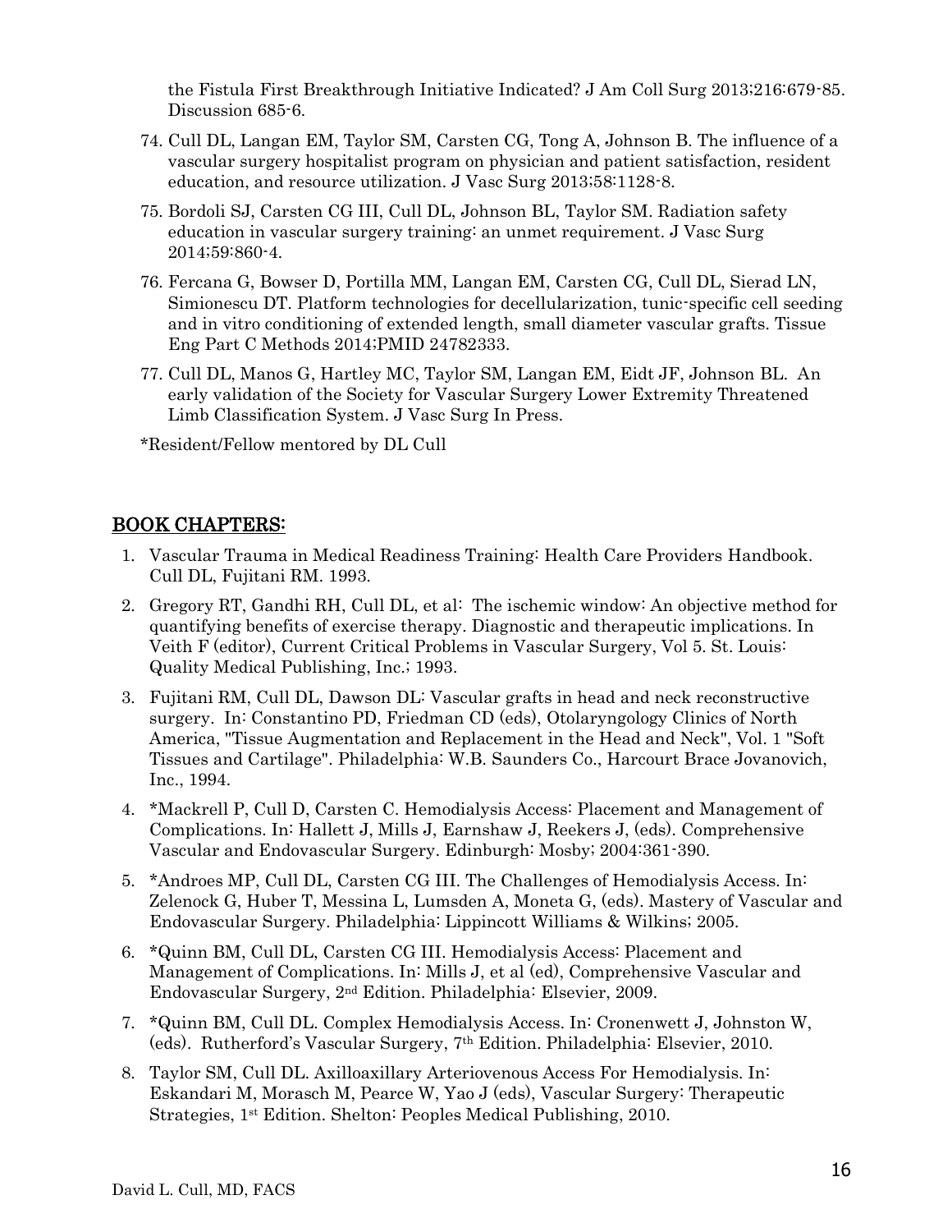the Fistula First Breakthrough Initiative Indicated? J Am Coll Surg 2013;216:679-85. Discussion 685-6.

74. Cull DL, Langan EM, Taylor SM, Carsten CG, Tong A, Johnson B. The influence of a vascular surgery hospitalist program on physician and patient satisfaction, resident education, and resource utilization. J Vasc Surg 2013;58:1128-8.
75. Bordoli SJ, Carsten CG III, Cull DL, Johnson BL, Taylor SM. Radiation safety education in vascular surgery training: an unmet requirement. J Vasc Surg 2014;59:860-4.
76. Fercana G, Bowser D, Portilla MM, Langan EM, Carsten CG, Cull DL, Sierad LN, Simionescu DT. Platform technologies for decellularization, tunic-specific cell seeding and in vitro conditioning of extended length, small diameter vascular grafts. Tissue Eng Part C Methods 2014;PMID 24782333.
77. Cull DL, Manos G, Hartley MC, Taylor SM, Langan EM, Eidt JF, Johnson BL. An early validation of the Society for Vascular Surgery Lower Extremity Threatened Limb Classification System. J Vasc Surg In Press.

*Resident/Fellow mentored by DL Cull

## BOOK CHAPTERS:

1. Vascular Trauma in Medical Readiness Training: Health Care Providers Handbook. Cull DL, Fujitani RM. 1993.
2. Gregory RT, Gandhi RH, Cull DL, et al: The ischemic window: An objective method for quantifying benefits of exercise therapy. Diagnostic and therapeutic implications. In Veith F (editor), Current Critical Problems in Vascular Surgery, Vol 5. St. Louis: Quality Medical Publishing, Inc.; 1993.
3. Fujitani RM, Cull DL, Dawson DL: Vascular grafts in head and neck reconstructive surgery. In: Constantino PD, Friedman CD (eds), Otolaryngology Clinics of North America, "Tissue Augmentation and Replacement in the Head and Neck", Vol. 1 "Soft Tissues and Cartilage". Philadelphia: W.B. Saunders Co., Harcourt Brace Jovanovich, Inc., 1994.
4. *Mackrell P, Cull D, Carsten C. Hemodialysis Access: Placement and Management of Complications. In: Hallett J, Mills J, Earnshaw J, Reekers J, (eds). Comprehensive Vascular and Endovascular Surgery. Edinburgh: Mosby; 2004:361-390.
5. *Andraos MP, Cull DL, Carsten CG III. The Challenges of Hemodialysis Access. In: Zelenock G, Huber T, Messina L, Lumsden A, Moneta G, (eds). Mastery of Vascular and Endovascular Surgery. Philadelphia: Lippincott Williams & Wilkins; 2005.
6. *Quinn BM, Cull DL, Carsten CG III. Hemodialysis Access: Placement and Management of Complications. In: Mills J, et al (ed), Comprehensive Vascular and Endovascular Surgery, 2nd Edition. Philadelphia: Elsevier, 2009.
7. *Quinn BM, Cull DL. Complex Hemodialysis Access. In: Cronenwett J, Johnston W, (eds). Rutherford's Vascular Surgery, 7th Edition. Philadelphia: Elsevier, 2010.
8. Taylor SM, Cull DL. Axilloaxillary Arteriovenous Access For Hemodialysis. In: Eskandari M, Morasch M, Pearce W, Yao J (eds), Vascular Surgery: Therapeutic Strategies, 1st Edition. Shelton: Peoples Medical Publishing, 2010.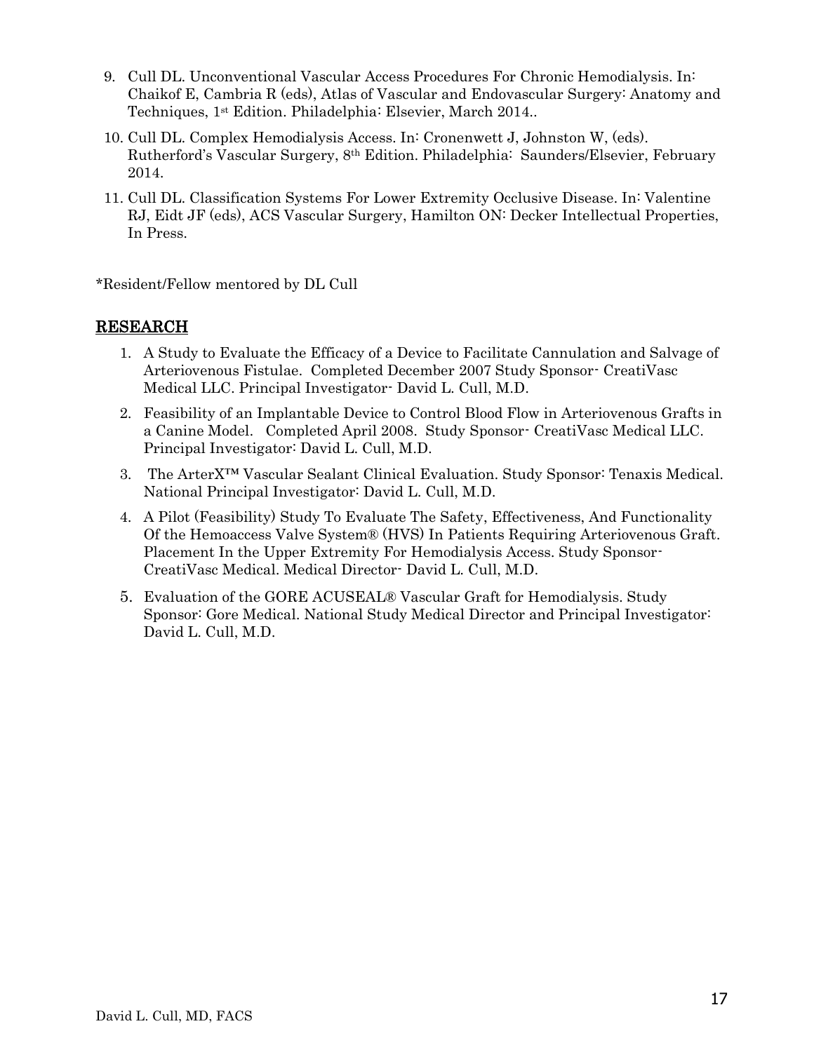9. Cull DL. Unconventional Vascular Access Procedures For Chronic Hemodialysis. In: Chaikof E, Cambria R (eds), Atlas of Vascular and Endovascular Surgery: Anatomy and Techniques, 1st Edition. Philadelphia: Elsevier, March 2014..
10. Cull DL. Complex Hemodialysis Access. In: Cronenwett J, Johnston W, (eds). Rutherford's Vascular Surgery, 8th Edition. Philadelphia: Saunders/Elsevier, February 2014.
11. Cull DL. Classification Systems For Lower Extremity Occlusive Disease. In: Valentine RJ, Eidt JF (eds), ACS Vascular Surgery, Hamilton ON: Decker Intellectual Properties, In Press.

*Resident/Fellow mentored by DL Cull

## RESEARCH

1. A Study to Evaluate the Efficacy of a Device to Facilitate Cannulation and Salvage of Arteriovenous Fistulae. Completed December 2007 Study Sponsor- CreatiVasc Medical LLC. Principal Investigator- David L. Cull, M.D.
2. Feasibility of an Implantable Device to Control Blood Flow in Arteriovenous Grafts in a Canine Model. Completed April 2008. Study Sponsor- CreatiVasc Medical LLC. Principal Investigator: David L. Cull, M.D.
3. The ArterX™ Vascular Sealant Clinical Evaluation. Study Sponsor: Tenaxis Medical. National Principal Investigator: David L. Cull, M.D.
4. A Pilot (Feasibility) Study To Evaluate The Safety, Effectiveness, And Functionality Of the Hemoaccess Valve System® (HVS) In Patients Requiring Arteriovenous Graft. Placement In the Upper Extremity For Hemodialysis Access. Study Sponsor- CreatiVasc Medical. Medical Director- David L. Cull, M.D.
5. Evaluation of the GORE ACUSEAL® Vascular Graft for Hemodialysis. Study Sponsor: Gore Medical. National Study Medical Director and Principal Investigator: David L. Cull, M.D.